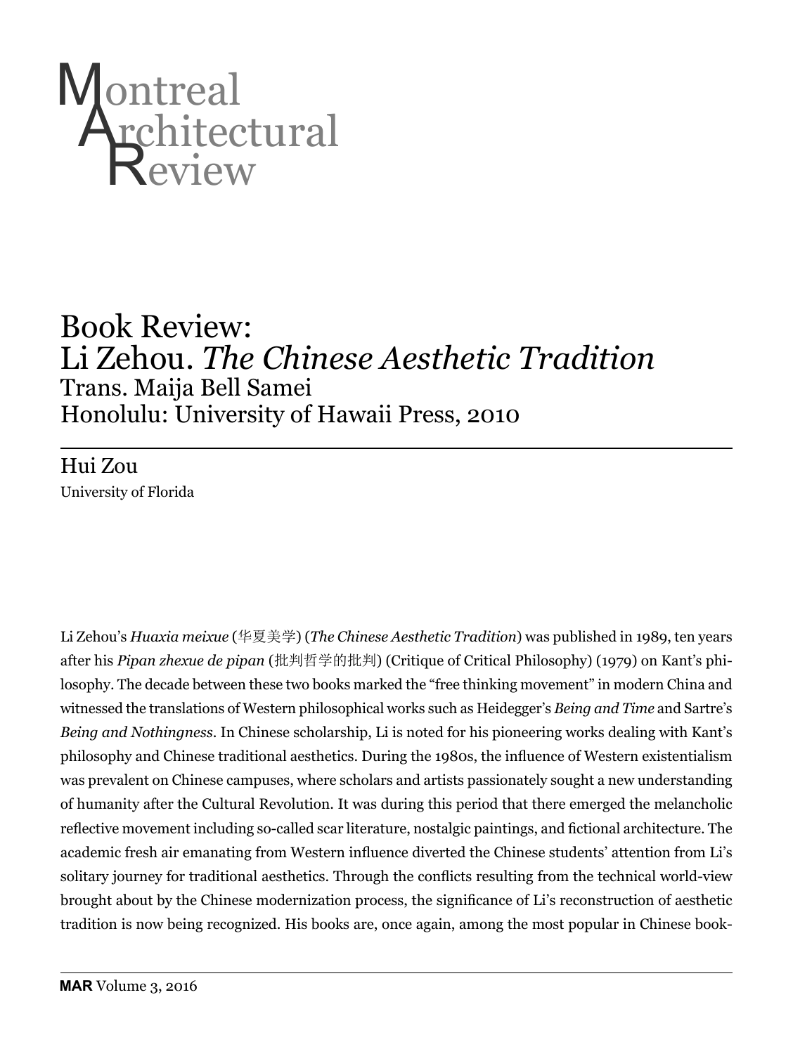# Montreal Architectural Review

# Book Review:
# Li Zehou. *The Chinese Aesthetic Tradition*
## Trans. Maija Bell Samei
## Honolulu: University of Hawaii Press, 2010

---

Hui Zou
University of Florida

Li Zehou's *Huaxia meixue* (华夏美学) (*The Chinese Aesthetic Tradition*) was published in 1989, ten years after his *Pipan zhexue de pipan* (批判哲学的批判) (Critique of Critical Philosophy) (1979) on Kant's philosophy. The decade between these two books marked the "free thinking movement" in modern China and witnessed the translations of Western philosophical works such as Heidegger's *Being and Time* and Sartre's *Being and Nothingness*. In Chinese scholarship, Li is noted for his pioneering works dealing with Kant's philosophy and Chinese traditional aesthetics. During the 1980s, the influence of Western existentialism was prevalent on Chinese campuses, where scholars and artists passionately sought a new understanding of humanity after the Cultural Revolution. It was during this period that there emerged the melancholic reflective movement including so-called scar literature, nostalgic paintings, and fictional architecture. The academic fresh air emanating from Western influence diverted the Chinese students' attention from Li's solitary journey for traditional aesthetics. Through the conflicts resulting from the technical world-view brought about by the Chinese modernization process, the significance of Li's reconstruction of aesthetic tradition is now being recognized. His books are, once again, among the most popular in Chinese book-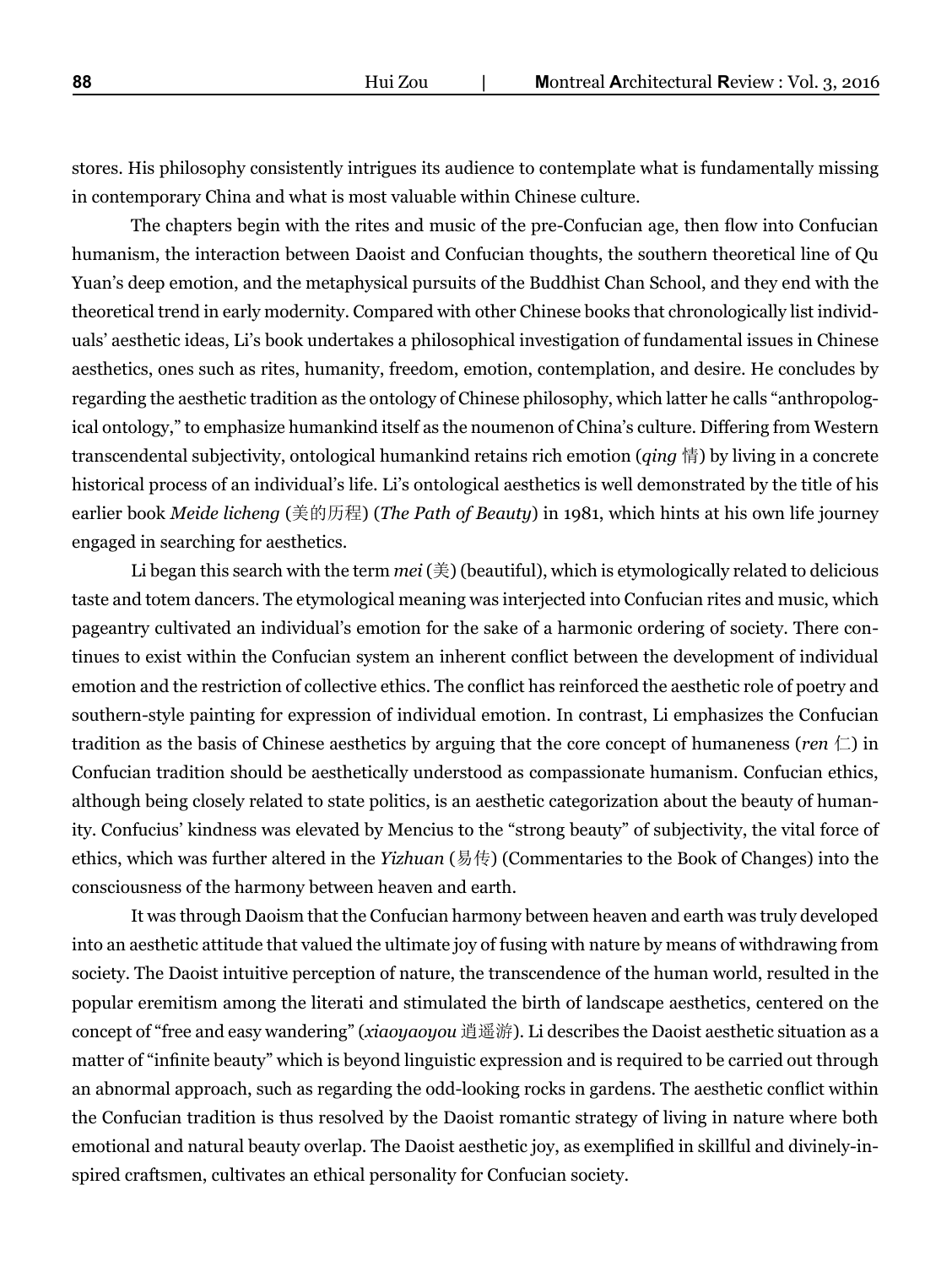stores. His philosophy consistently intrigues its audience to contemplate what is fundamentally missing in contemporary China and what is most valuable within Chinese culture.

The chapters begin with the rites and music of the pre-Confucian age, then flow into Confucian humanism, the interaction between Daoist and Confucian thoughts, the southern theoretical line of Qu Yuan's deep emotion, and the metaphysical pursuits of the Buddhist Chan School, and they end with the theoretical trend in early modernity. Compared with other Chinese books that chronologically list individuals' aesthetic ideas, Li's book undertakes a philosophical investigation of fundamental issues in Chinese aesthetics, ones such as rites, humanity, freedom, emotion, contemplation, and desire. He concludes by regarding the aesthetic tradition as the ontology of Chinese philosophy, which latter he calls "anthropological ontology," to emphasize humankind itself as the noumenon of China's culture. Differing from Western transcendental subjectivity, ontological humankind retains rich emotion (*qing* 情) by living in a concrete historical process of an individual's life. Li's ontological aesthetics is well demonstrated by the title of his earlier book *Meide licheng* (美的历程) (*The Path of Beauty*) in 1981, which hints at his own life journey engaged in searching for aesthetics.

Li began this search with the term *mei* (美) (beautiful), which is etymologically related to delicious taste and totem dancers. The etymological meaning was interjected into Confucian rites and music, which pageantry cultivated an individual's emotion for the sake of a harmonic ordering of society. There continues to exist within the Confucian system an inherent conflict between the development of individual emotion and the restriction of collective ethics. The conflict has reinforced the aesthetic role of poetry and southern-style painting for expression of individual emotion. In contrast, Li emphasizes the Confucian tradition as the basis of Chinese aesthetics by arguing that the core concept of humaneness (*ren* 仁) in Confucian tradition should be aesthetically understood as compassionate humanism. Confucian ethics, although being closely related to state politics, is an aesthetic categorization about the beauty of humanity. Confucius' kindness was elevated by Mencius to the "strong beauty" of subjectivity, the vital force of ethics, which was further altered in the *Yizhuan* (易传) (Commentaries to the Book of Changes) into the consciousness of the harmony between heaven and earth.

It was through Daoism that the Confucian harmony between heaven and earth was truly developed into an aesthetic attitude that valued the ultimate joy of fusing with nature by means of withdrawing from society. The Daoist intuitive perception of nature, the transcendence of the human world, resulted in the popular eremitism among the literati and stimulated the birth of landscape aesthetics, centered on the concept of "free and easy wandering" (*xiaoyaoyou* 逍遥游). Li describes the Daoist aesthetic situation as a matter of "infinite beauty" which is beyond linguistic expression and is required to be carried out through an abnormal approach, such as regarding the odd-looking rocks in gardens. The aesthetic conflict within the Confucian tradition is thus resolved by the Daoist romantic strategy of living in nature where both emotional and natural beauty overlap. The Daoist aesthetic joy, as exemplified in skillful and divinely-inspired craftsmen, cultivates an ethical personality for Confucian society.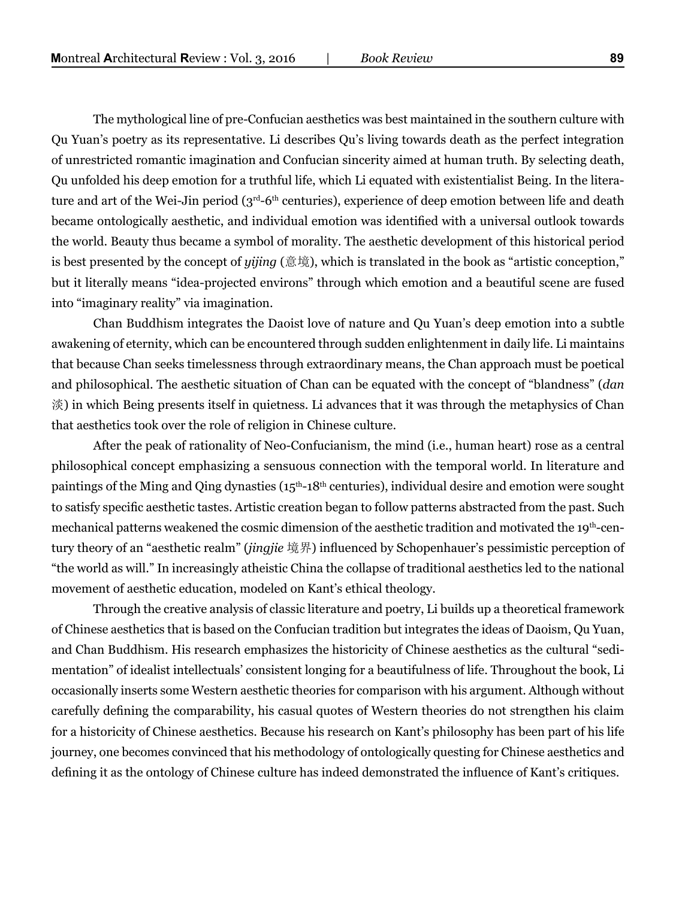The mythological line of pre-Confucian aesthetics was best maintained in the southern culture with Qu Yuan's poetry as its representative. Li describes Qu's living towards death as the perfect integration of unrestricted romantic imagination and Confucian sincerity aimed at human truth. By selecting death, Qu unfolded his deep emotion for a truthful life, which Li equated with existentialist Being. In the literature and art of the Wei-Jin period (3rd-6th centuries), experience of deep emotion between life and death became ontologically aesthetic, and individual emotion was identified with a universal outlook towards the world. Beauty thus became a symbol of morality. The aesthetic development of this historical period is best presented by the concept of *yijing* (意境), which is translated in the book as "artistic conception," but it literally means "idea-projected environs" through which emotion and a beautiful scene are fused into "imaginary reality" via imagination.

Chan Buddhism integrates the Daoist love of nature and Qu Yuan's deep emotion into a subtle awakening of eternity, which can be encountered through sudden enlightenment in daily life. Li maintains that because Chan seeks timelessness through extraordinary means, the Chan approach must be poetical and philosophical. The aesthetic situation of Chan can be equated with the concept of "blandness" (*dan* 淡) in which Being presents itself in quietness. Li advances that it was through the metaphysics of Chan that aesthetics took over the role of religion in Chinese culture.

After the peak of rationality of Neo-Confucianism, the mind (i.e., human heart) rose as a central philosophical concept emphasizing a sensuous connection with the temporal world. In literature and paintings of the Ming and Qing dynasties (15th-18th centuries), individual desire and emotion were sought to satisfy specific aesthetic tastes. Artistic creation began to follow patterns abstracted from the past. Such mechanical patterns weakened the cosmic dimension of the aesthetic tradition and motivated the 19th-century theory of an "aesthetic realm" (*jingjie* 境界) influenced by Schopenhauer's pessimistic perception of "the world as will." In increasingly atheistic China the collapse of traditional aesthetics led to the national movement of aesthetic education, modeled on Kant's ethical theology.

Through the creative analysis of classic literature and poetry, Li builds up a theoretical framework of Chinese aesthetics that is based on the Confucian tradition but integrates the ideas of Daoism, Qu Yuan, and Chan Buddhism. His research emphasizes the historicity of Chinese aesthetics as the cultural "sedimentation" of idealist intellectuals' consistent longing for a beautifulness of life. Throughout the book, Li occasionally inserts some Western aesthetic theories for comparison with his argument. Although without carefully defining the comparability, his casual quotes of Western theories do not strengthen his claim for a historicity of Chinese aesthetics. Because his research on Kant's philosophy has been part of his life journey, one becomes convinced that his methodology of ontologically questing for Chinese aesthetics and defining it as the ontology of Chinese culture has indeed demonstrated the influence of Kant's critiques.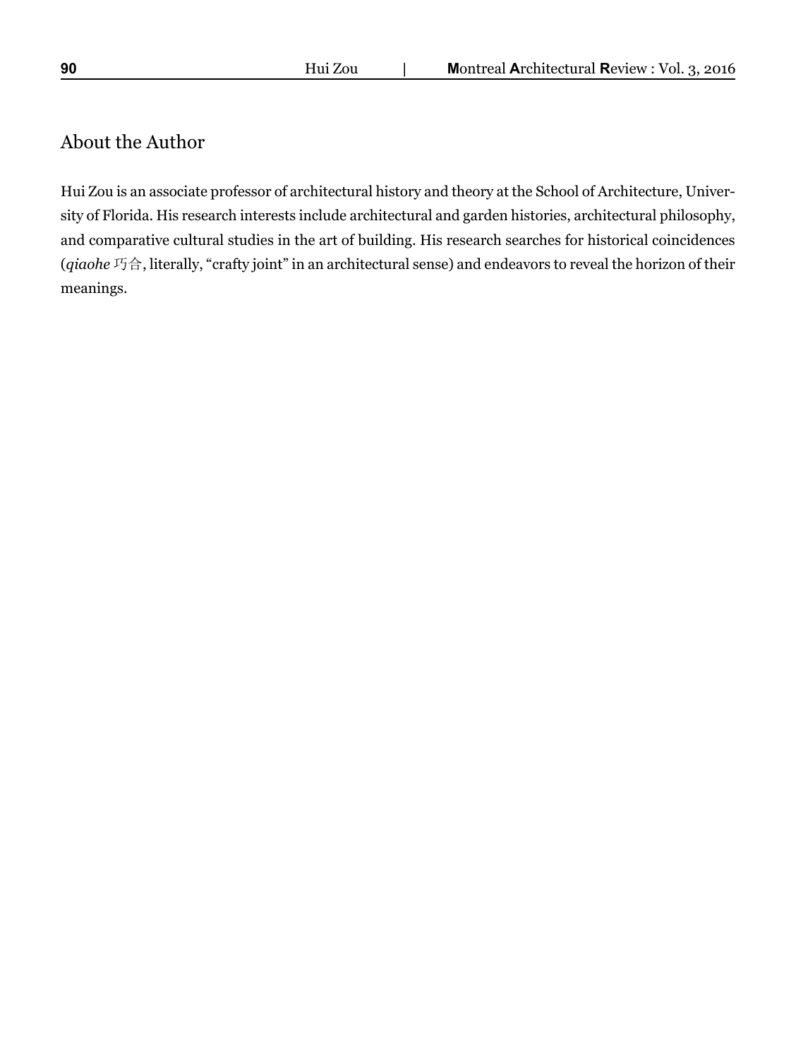## About the Author

Hui Zou is an associate professor of architectural history and theory at the School of Architecture, University of Florida. His research interests include architectural and garden histories, architectural philosophy, and comparative cultural studies in the art of building. His research searches for historical coincidences (*qiaohe* 巧合, literally, "crafty joint" in an architectural sense) and endeavors to reveal the horizon of their meanings.